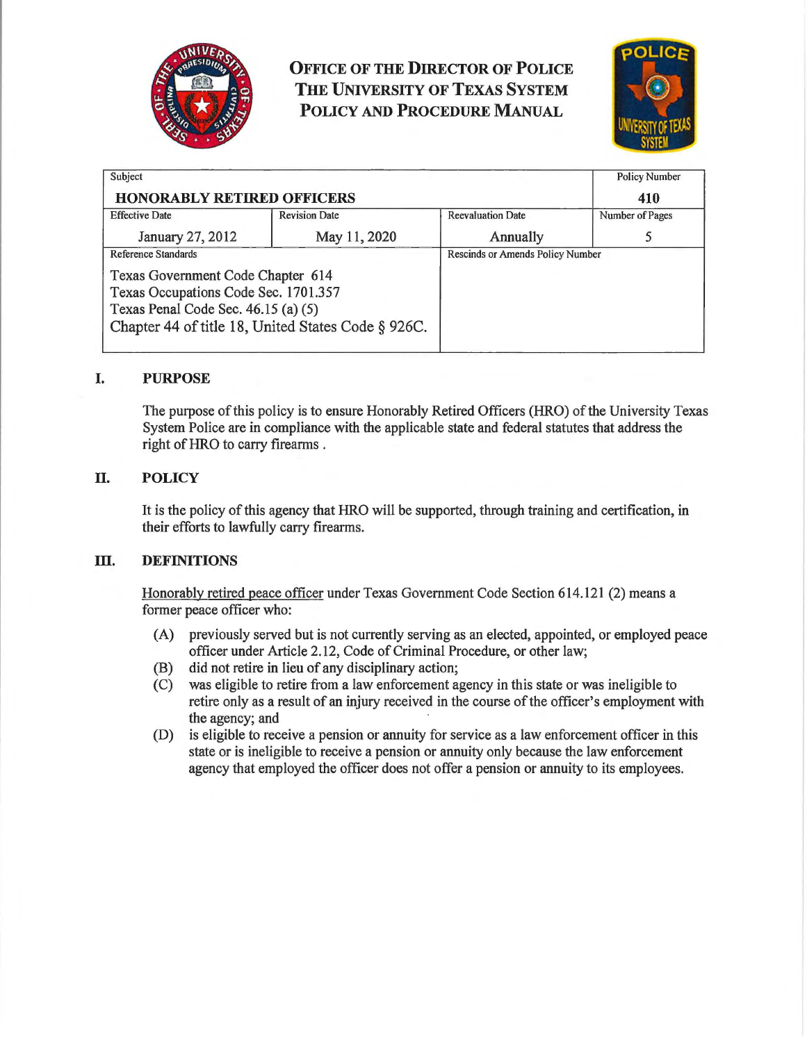# Office of the Director of Police
# The University of Texas System
# Policy and Procedure Manual

| Subject | | | Policy Number |
|---|---|---|---|
| **HONORABLY RETIRED OFFICERS** | | | **410** |
| Effective Date | Revision Date | Reevaluation Date | Number of Pages |
| January 27, 2012 | May 11, 2020 | Annually | 5 |
| Reference Standards | | Rescinds or Amends Policy Number | |
| Texas Government Code Chapter 614<br>Texas Occupations Code Sec. 1701.357<br>Texas Penal Code Sec. 46.15 (a) (5)<br>Chapter 44 of title 18, United States Code § 926C. | | | |

## I. PURPOSE

The purpose of this policy is to ensure Honorably Retired Officers (HRO) of the University Texas System Police are in compliance with the applicable state and federal statutes that address the right of HRO to carry firearms .

## II. POLICY

It is the policy of this agency that HRO will be supported, through training and certification, in their efforts to lawfully carry firearms.

## III. DEFINITIONS

Honorably retired peace officer under Texas Government Code Section 614.121 (2) means a former peace officer who:

(A) previously served but is not currently serving as an elected, appointed, or employed peace officer under Article 2.12, Code of Criminal Procedure, or other law;

(B) did not retire in lieu of any disciplinary action;

(C) was eligible to retire from a law enforcement agency in this state or was ineligible to retire only as a result of an injury received in the course of the officer's employment with the agency; and

(D) is eligible to receive a pension or annuity for service as a law enforcement officer in this state or is ineligible to receive a pension or annuity only because the law enforcement agency that employed the officer does not offer a pension or annuity to its employees.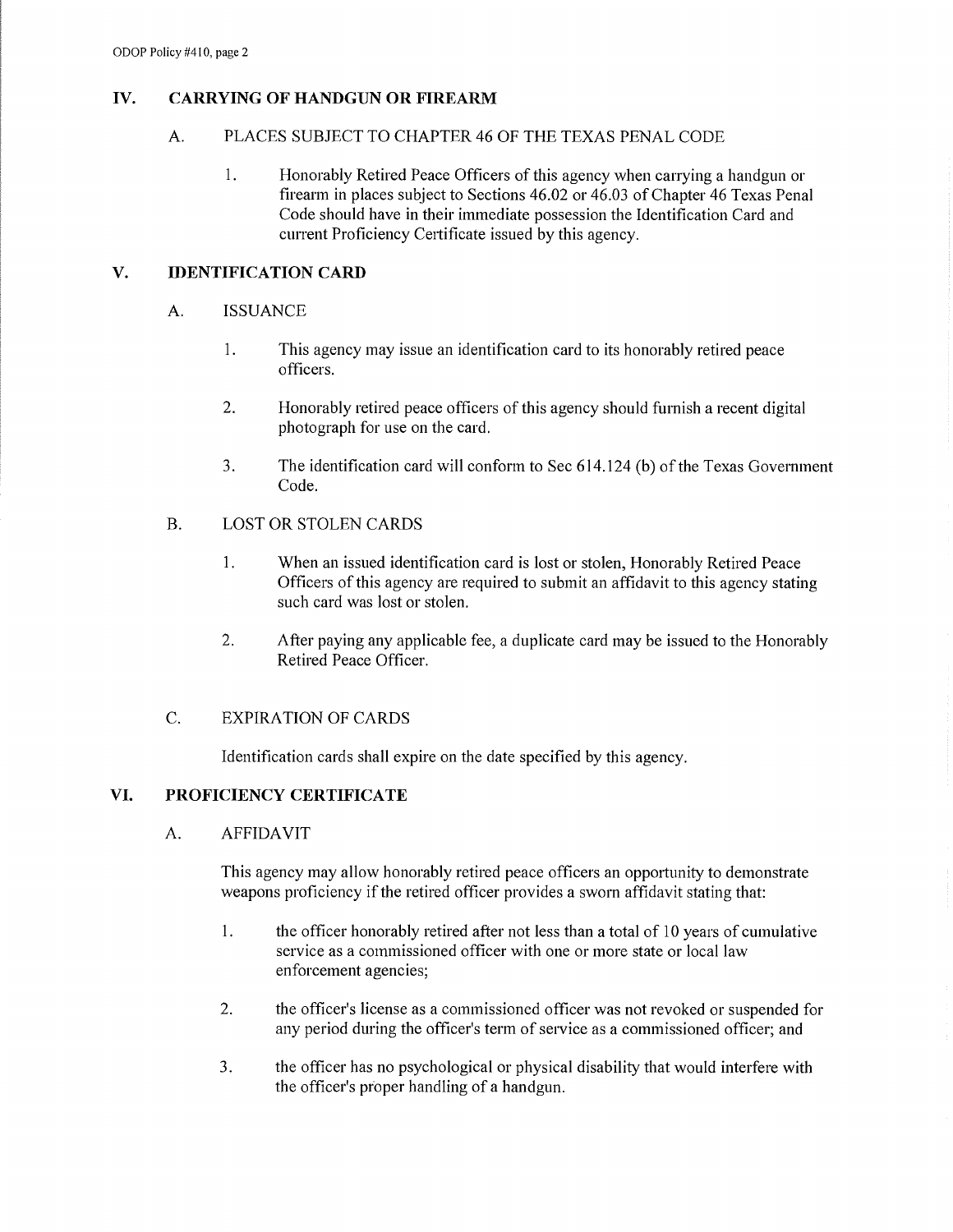## IV. CARRYING OF HANDGUN OR FIREARM

### A. PLACES SUBJECT TO CHAPTER 46 OF THE TEXAS PENAL CODE

1. Honorably Retired Peace Officers of this agency when carrying a handgun or firearm in places subject to Sections 46.02 or 46.03 of Chapter 46 Texas Penal Code should have in their immediate possession the Identification Card and current Proficiency Certificate issued by this agency.

## V. IDENTIFICATION CARD

### A. ISSUANCE

1. This agency may issue an identification card to its honorably retired peace officers.
2. Honorably retired peace officers of this agency should furnish a recent digital photograph for use on the card.
3. The identification card will conform to Sec 614.124 (b) of the Texas Government Code.

### B. LOST OR STOLEN CARDS

1. When an issued identification card is lost or stolen, Honorably Retired Peace Officers of this agency are required to submit an affidavit to this agency stating such card was lost or stolen.
2. After paying any applicable fee, a duplicate card may be issued to the Honorably Retired Peace Officer.

### C. EXPIRATION OF CARDS

Identification cards shall expire on the date specified by this agency.

## VI. PROFICIENCY CERTIFICATE

### A. AFFIDAVIT

This agency may allow honorably retired peace officers an opportunity to demonstrate weapons proficiency if the retired officer provides a sworn affidavit stating that:

1. the officer honorably retired after not less than a total of 10 years of cumulative service as a commissioned officer with one or more state or local law enforcement agencies;
2. the officer's license as a commissioned officer was not revoked or suspended for any period during the officer's term of service as a commissioned officer; and
3. the officer has no psychological or physical disability that would interfere with the officer's proper handling of a handgun.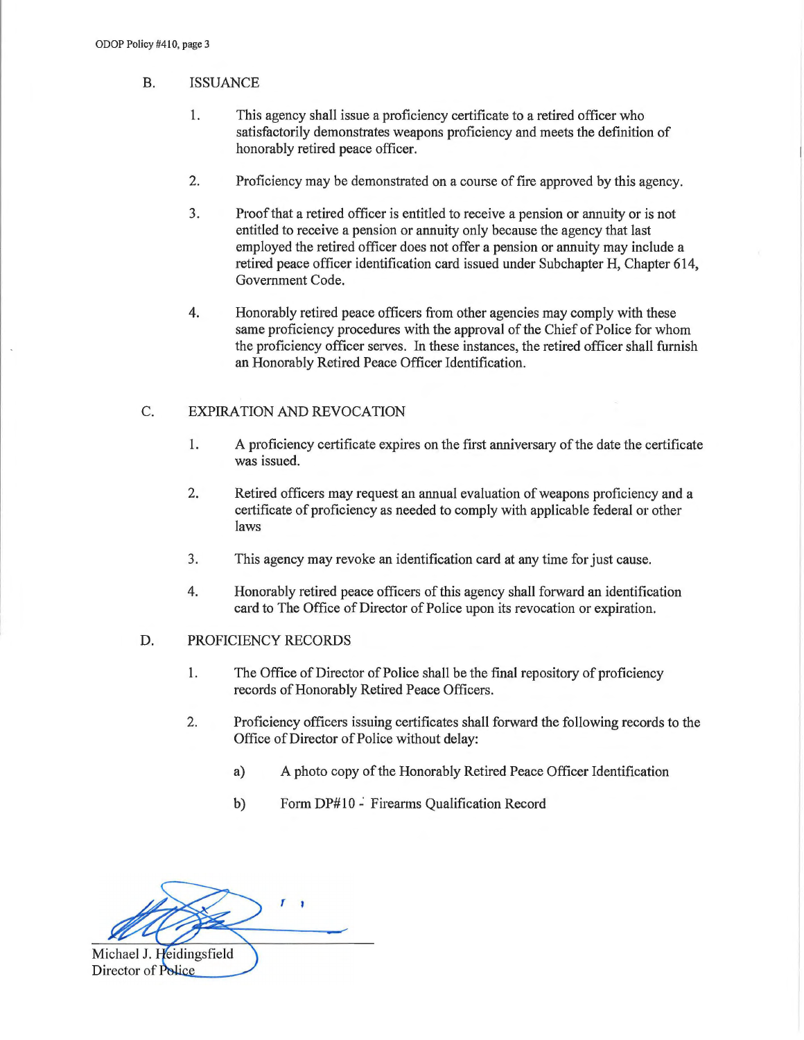B. ISSUANCE

1. This agency shall issue a proficiency certificate to a retired officer who satisfactorily demonstrates weapons proficiency and meets the definition of honorably retired peace officer.

2. Proficiency may be demonstrated on a course of fire approved by this agency.

3. Proof that a retired officer is entitled to receive a pension or annuity or is not entitled to receive a pension or annuity only because the agency that last employed the retired officer does not offer a pension or annuity may include a retired peace officer identification card issued under Subchapter H, Chapter 614, Government Code.

4. Honorably retired peace officers from other agencies may comply with these same proficiency procedures with the approval of the Chief of Police for whom the proficiency officer serves. In these instances, the retired officer shall furnish an Honorably Retired Peace Officer Identification.

C. EXPIRATION AND REVOCATION

1. A proficiency certificate expires on the first anniversary of the date the certificate was issued.

2. Retired officers may request an annual evaluation of weapons proficiency and a certificate of proficiency as needed to comply with applicable federal or other laws

3. This agency may revoke an identification card at any time for just cause.

4. Honorably retired peace officers of this agency shall forward an identification card to The Office of Director of Police upon its revocation or expiration.

D. PROFICIENCY RECORDS

1. The Office of Director of Police shall be the final repository of proficiency records of Honorably Retired Peace Officers.

2. Proficiency officers issuing certificates shall forward the following records to the Office of Director of Police without delay:

   a) A photo copy of the Honorably Retired Peace Officer Identification

   b) Form DP#10 - Firearms Qualification Record

Michael J. Heidingsfield
Director of Police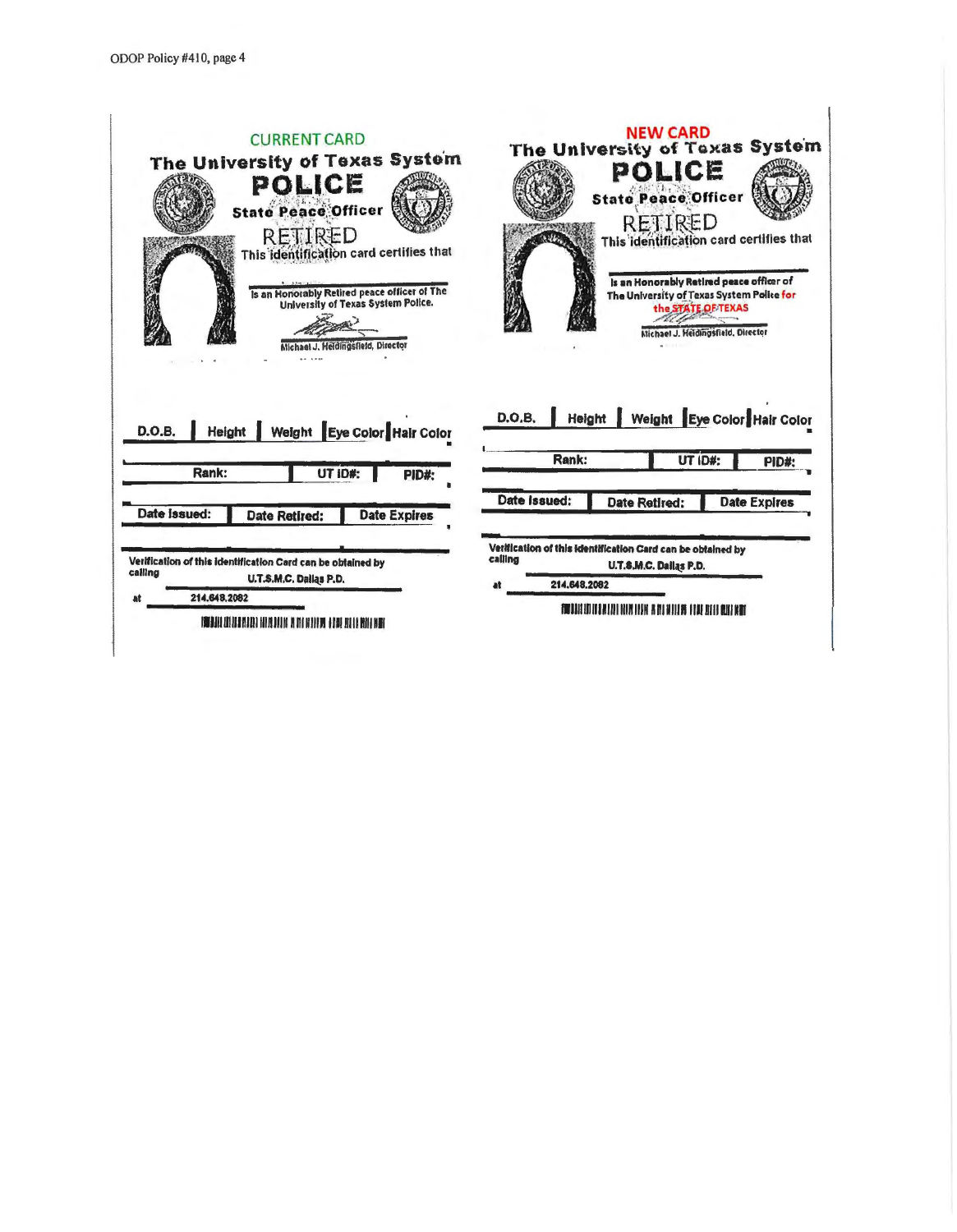## CURRENT CARD

**The University of Texas System**

**POLICE**

**State Peace Officer**

RETIRED

This identification card certifies that

Is an Honorably Retired peace officer of The University of Texas System Police.

Michael J. Heidingsfield, Director

| D.O.B. | Height | Weight | Eye Color | Hair Color |
|---|---|---|---|---|
| | | | | |

| Rank: | UT ID#: | PID#: |
|---|---|---|
| | | |

| Date Issued: | Date Retired: | Date Expires |
|---|---|---|
| | | |

Verification of this Identification Card can be obtained by calling U.T.S.M.C. Dallas P.D. at 214.648.2082

## NEW CARD

**The University of Texas System**

**POLICE**

**State Peace Officer**

RETIRED

This identification card certifies that

Is an Honorably Retired peace officer of The University of Texas System Police for the STATE OF TEXAS

Michael J. Heidingsfield, Director

| D.O.B. | Height | Weight | Eye Color | Hair Color |
|---|---|---|---|---|
| | | | | |

| Rank: | UT ID#: | PID#: |
|---|---|---|
| | | |

| Date Issued: | Date Retired: | Date Expires |
|---|---|---|
| | | |

Verification of this Identification Card can be obtained by calling U.T.S.M.C. Dallas P.D. at 214.648.2082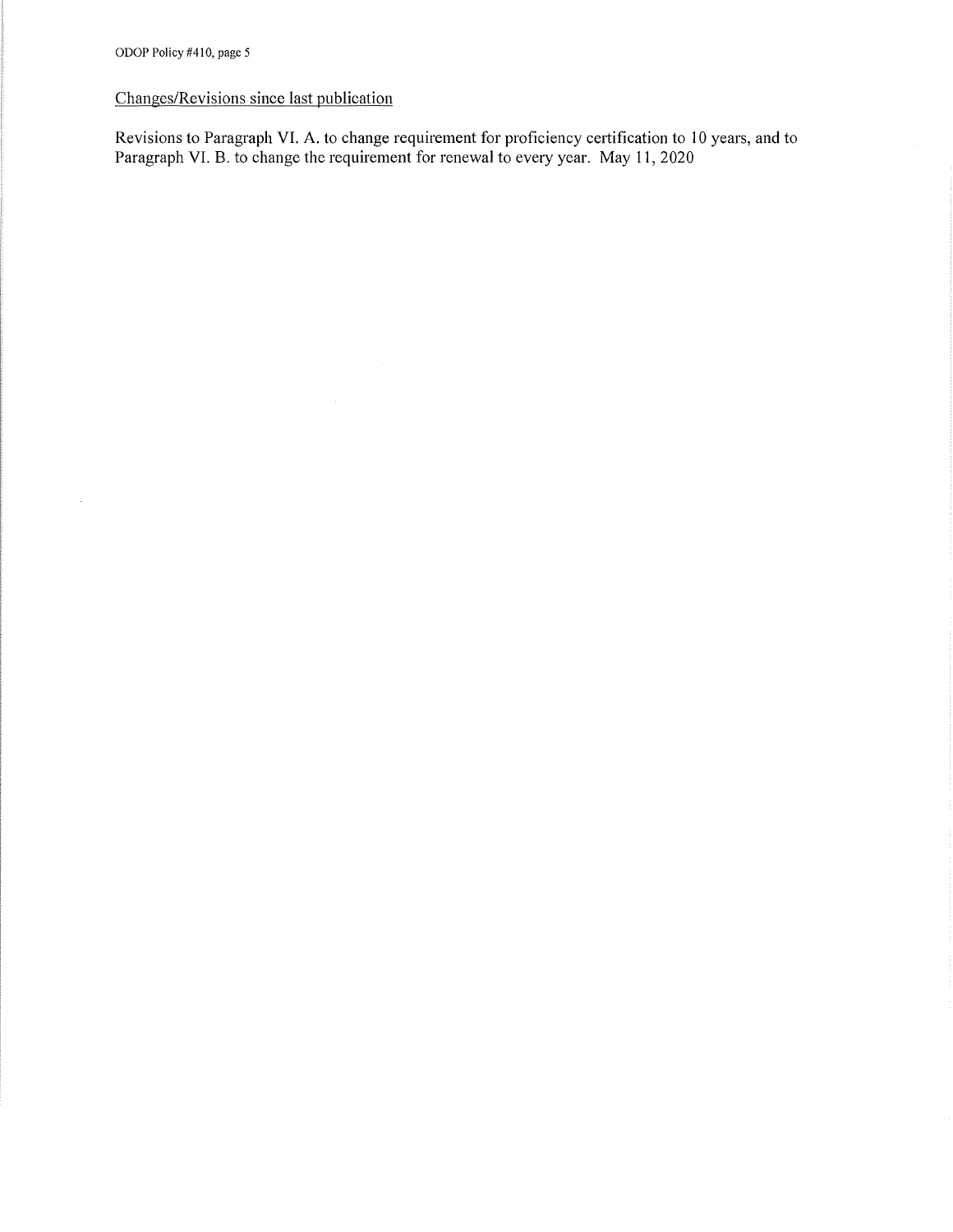Changes/Revisions since last publication

Revisions to Paragraph VI. A. to change requirement for proficiency certification to 10 years, and to Paragraph VI. B. to change the requirement for renewal to every year. May 11, 2020